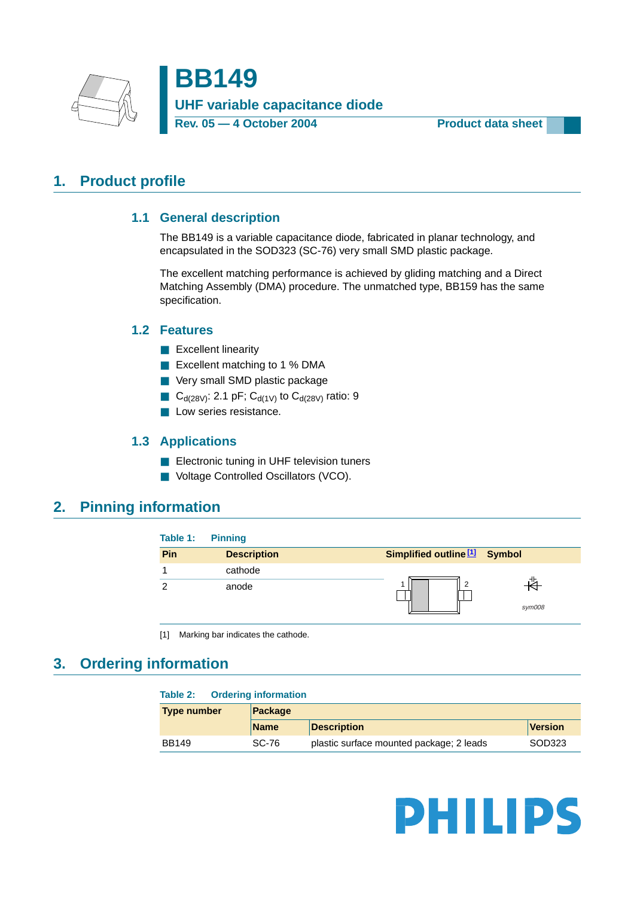# BB149

## UHF variable capacitance diode

**Rev. 05 — 4 October 2004** **Product data sheet**

## 1. Product profile

### 1.1 General description

The BB149 is a variable capacitance diode, fabricated in planar technology, and encapsulated in the SOD323 (SC-76) very small SMD plastic package.

The excellent matching performance is achieved by gliding matching and a Direct Matching Assembly (DMA) procedure. The unmatched type, BB159 has the same specification.

### 1.2 Features

- Excellent linearity
- Excellent matching to 1 % DMA
- Very small SMD plastic package
- $C_{d(28V)}$: 2.1 pF; $C_{d(1V)}$ to $C_{d(28V)}$ ratio: 9
- Low series resistance.

### 1.3 Applications

- Electronic tuning in UHF television tuners
- Voltage Controlled Oscillators (VCO).

## 2. Pinning information

**Table 1: Pinning**

| Pin | Description | Simplified outline [1] | Symbol |
|---|---|---|---|
| 1 | cathode | | |
| 2 | anode | | sym008 |

[1] Marking bar indicates the cathode.

## 3. Ordering information

**Table 2: Ordering information**

| Type number | Package | | |
|---|---|---|---|
| | Name | Description | Version |
| BB149 | SC-76 | plastic surface mounted package; 2 leads | SOD323 |

PHILIPS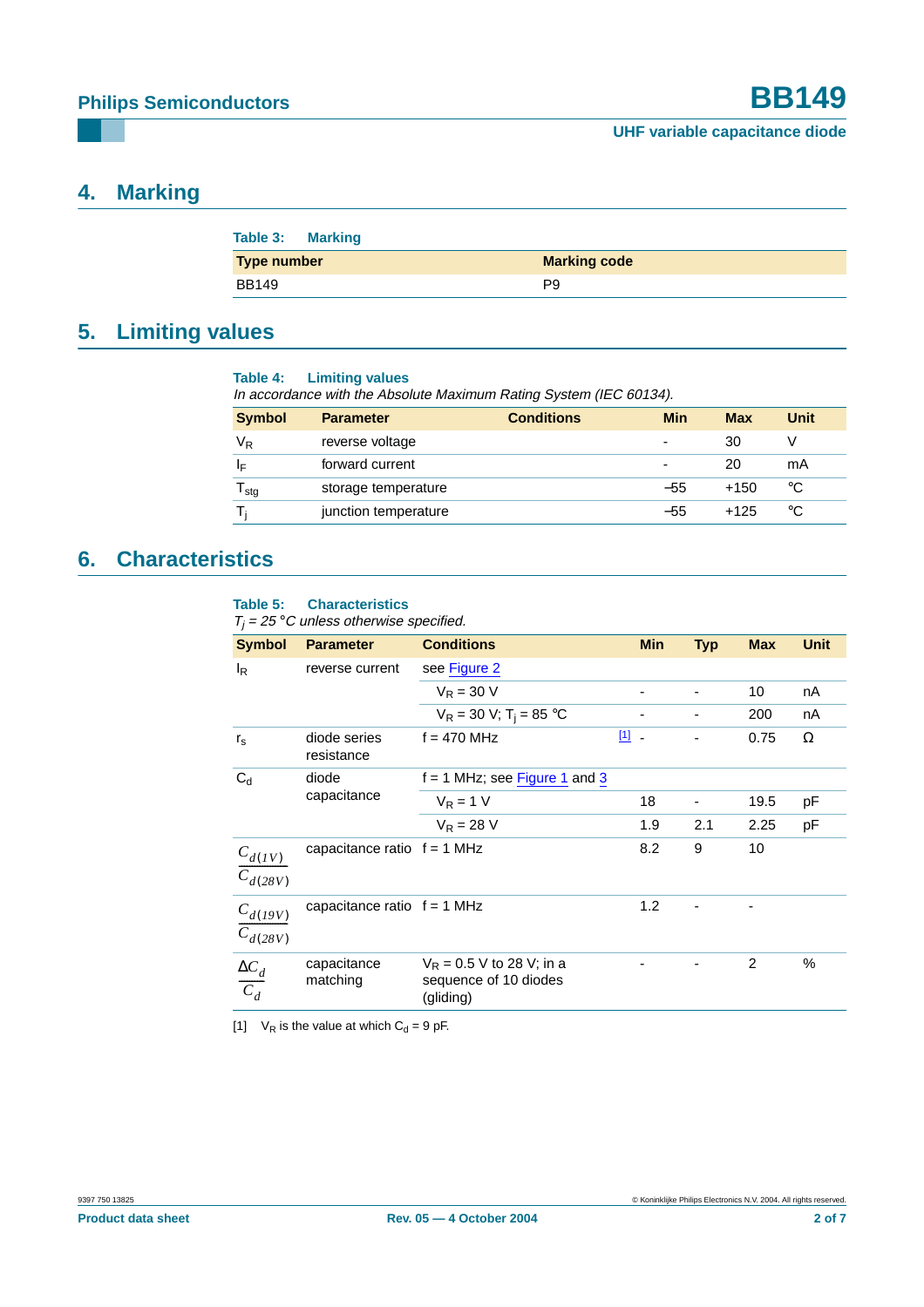## 4. Marking

**Table 3: Marking**

| Type number | Marking code |
|---|---|
| BB149 | P9 |

## 5. Limiting values

**Table 4: Limiting values**

*In accordance with the Absolute Maximum Rating System (IEC 60134).*

| Symbol | Parameter | Conditions | Min | Max | Unit |
|---|---|---|---|---|---|
| $V_R$ | reverse voltage | | - | 30 | V |
| $I_F$ | forward current | | - | 20 | mA |
| $T_{stg}$ | storage temperature | | −55 | +150 | °C |
| $T_j$ | junction temperature | | −55 | +125 | °C |

## 6. Characteristics

**Table 5: Characteristics**

*$T_j$ = 25 °C unless otherwise specified.*

| Symbol | Parameter | Conditions | Min | Typ | Max | Unit |
|---|---|---|---|---|---|---|
| $I_R$ | reverse current | see Figure 2 | | | | |
| | | $V_R$ = 30 V | - | - | 10 | nA |
| | | $V_R$ = 30 V; $T_j$ = 85 °C | - | - | 200 | nA |
| $r_s$ | diode series resistance | f = 470 MHz [1] | - | - | 0.75 | Ω |
| $C_d$ | diode capacitance | f = 1 MHz; see Figure 1 and 3 | | | | |
| | | $V_R$ = 1 V | 18 | - | 19.5 | pF |
| | | $V_R$ = 28 V | 1.9 | 2.1 | 2.25 | pF |
| $\frac{C_{d(1V)}}{C_{d(28V)}}$ | capacitance ratio | f = 1 MHz | 8.2 | 9 | 10 | |
| $\frac{C_{d(19V)}}{C_{d(28V)}}$ | capacitance ratio | f = 1 MHz | 1.2 | - | - | |
| $\frac{\Delta C_d}{C_d}$ | capacitance matching | $V_R$ = 0.5 V to 28 V; in a sequence of 10 diodes (gliding) | - | - | 2 | % |

[1] $V_R$ is the value at which $C_d$ = 9 pF.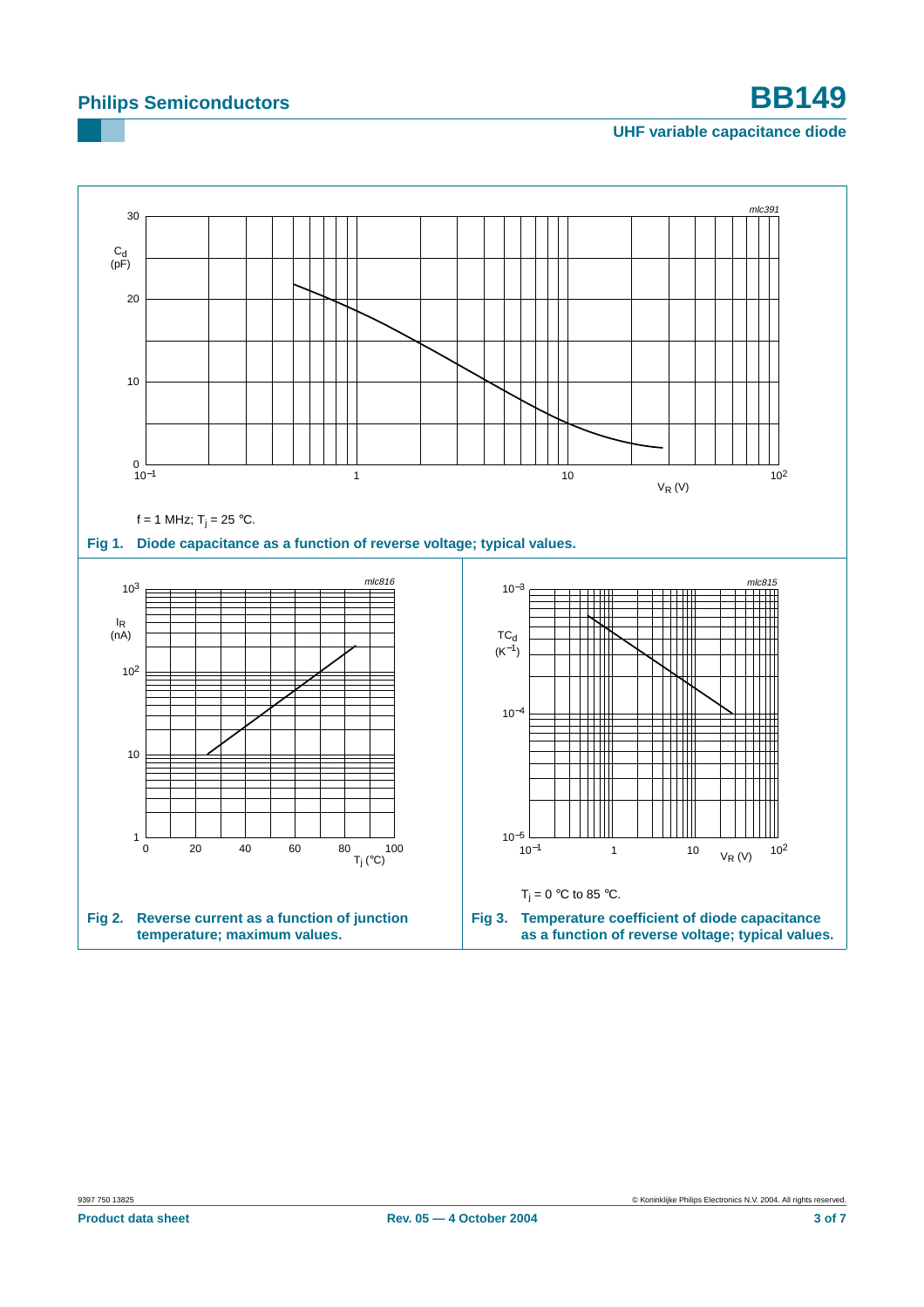mlc391

$C_d$ (pF)

$V_R$ (V)

f = 1 MHz; $T_j$ = 25 °C.

**Fig 1. Diode capacitance as a function of reverse voltage; typical values.**

mlc816

$I_R$ (nA)

$T_j$ (°C)

**Fig 2. Reverse current as a function of junction temperature; maximum values.**

mlc815

$TC_d$ ($K^{-1}$)

$V_R$ (V)

$T_j$ = 0 °C to 85 °C.

**Fig 3. Temperature coefficient of diode capacitance as a function of reverse voltage; typical values.**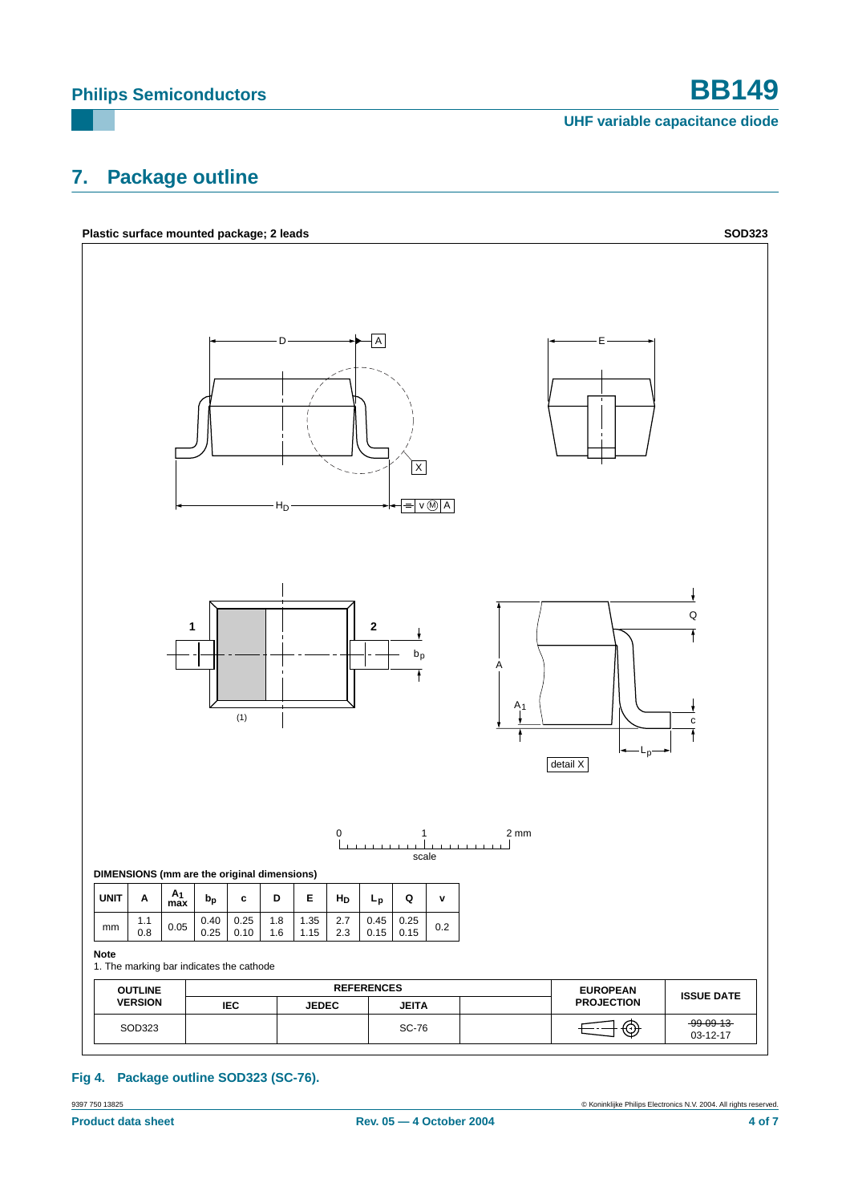## 7. Package outline

**Plastic surface mounted package; 2 leads** **SOD323**

**DIMENSIONS (mm are the original dimensions)**

| UNIT | A | $A_1$ max | $b_p$ | c | D | E | $H_D$ | $L_p$ | Q | v |
|---|---|---|---|---|---|---|---|---|---|---|
| mm | 1.1<br>0.8 | 0.05 | 0.40<br>0.25 | 0.25<br>0.10 | 1.8<br>1.6 | 1.35<br>1.15 | 2.7<br>2.3 | 0.45<br>0.15 | 0.25<br>0.15 | 0.2 |

**Note**

1. The marking bar indicates the cathode

| OUTLINE VERSION | REFERENCES | | | | EUROPEAN PROJECTION | ISSUE DATE |
|---|---|---|---|---|---|---|
| | IEC | JEDEC | JEITA | | | |
| SOD323 | | | SC-76 | | | ~~99-09-13~~<br>03-12-17 |

**Fig 4. Package outline SOD323 (SC-76).**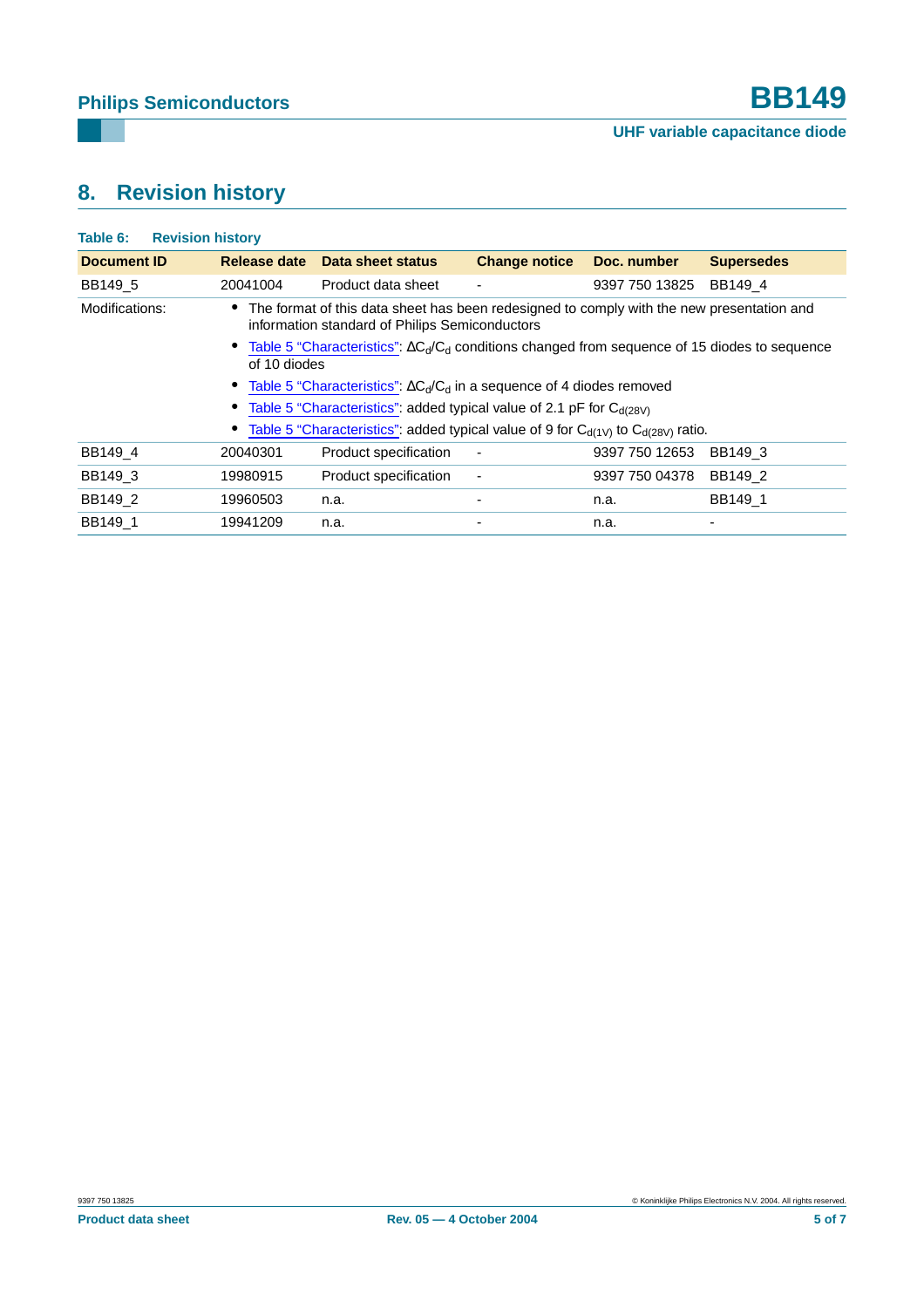## 8. Revision history

**Table 6: Revision history**

| Document ID | Release date | Data sheet status | Change notice | Doc. number | Supersedes |
|---|---|---|---|---|---|
| BB149_5 | 20041004 | Product data sheet | - | 9397 750 13825 | BB149_4 |
| Modifications: | • The format of this data sheet has been redesigned to comply with the new presentation and information standard of Philips Semiconductors<br>• Table 5 "Characteristics": $\Delta C_d/C_d$ conditions changed from sequence of 15 diodes to sequence of 10 diodes<br>• Table 5 "Characteristics": $\Delta C_d/C_d$ in a sequence of 4 diodes removed<br>• Table 5 "Characteristics": added typical value of 2.1 pF for $C_{d(28V)}$<br>• Table 5 "Characteristics": added typical value of 9 for $C_{d(1V)}$ to $C_{d(28V)}$ ratio. | | | | |
| BB149_4 | 20040301 | Product specification | - | 9397 750 12653 | BB149_3 |
| BB149_3 | 19980915 | Product specification | - | 9397 750 04378 | BB149_2 |
| BB149_2 | 19960503 | n.a. | - | n.a. | BB149_1 |
| BB149_1 | 19941209 | n.a. | - | n.a. | - |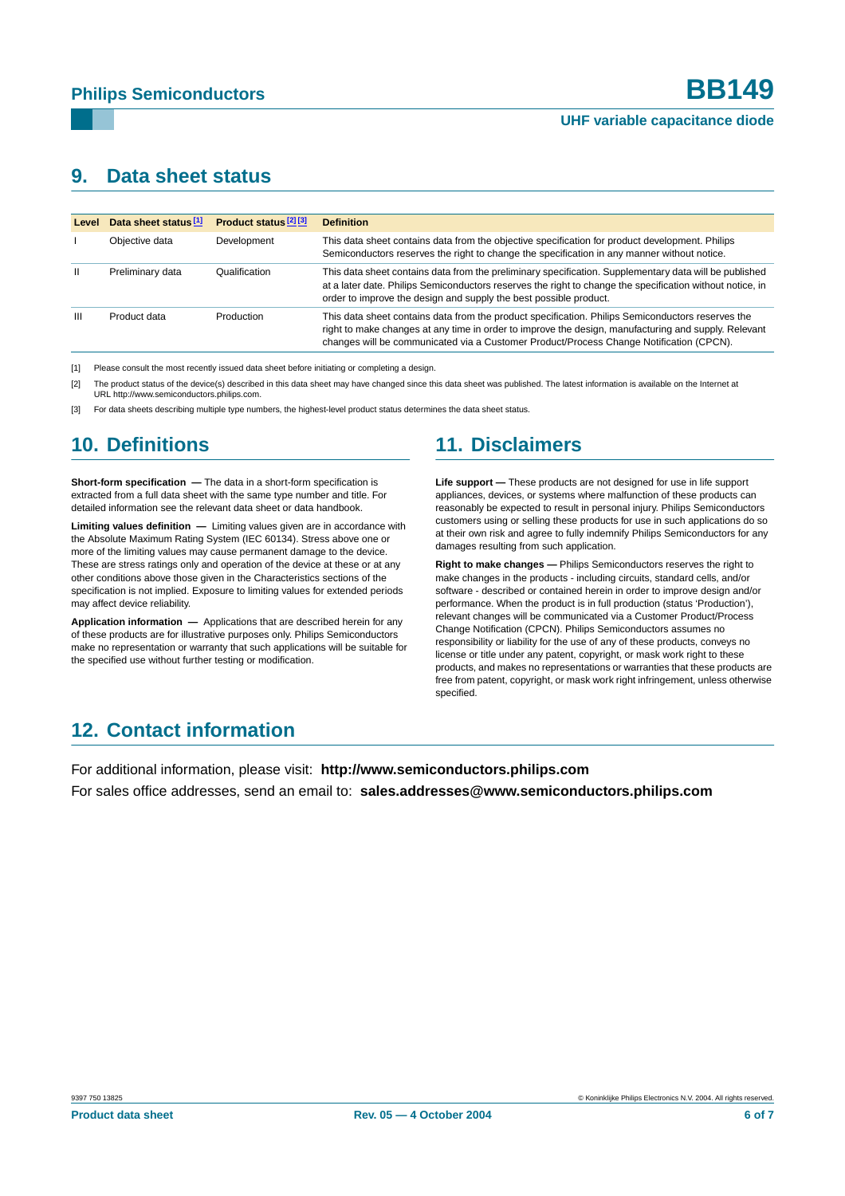## 9. Data sheet status

| Level | Data sheet status [1] | Product status [2] [3] | Definition |
|---|---|---|---|
| I | Objective data | Development | This data sheet contains data from the objective specification for product development. Philips Semiconductors reserves the right to change the specification in any manner without notice. |
| II | Preliminary data | Qualification | This data sheet contains data from the preliminary specification. Supplementary data will be published at a later date. Philips Semiconductors reserves the right to change the specification without notice, in order to improve the design and supply the best possible product. |
| III | Product data | Production | This data sheet contains data from the product specification. Philips Semiconductors reserves the right to make changes at any time in order to improve the design, manufacturing and supply. Relevant changes will be communicated via a Customer Product/Process Change Notification (CPCN). |

[1] Please consult the most recently issued data sheet before initiating or completing a design.

[2] The product status of the device(s) described in this data sheet may have changed since this data sheet was published. The latest information is available on the Internet at URL http://www.semiconductors.philips.com.

[3] For data sheets describing multiple type numbers, the highest-level product status determines the data sheet status.

## 10. Definitions

**Short-form specification —** The data in a short-form specification is extracted from a full data sheet with the same type number and title. For detailed information see the relevant data sheet or data handbook.

**Limiting values definition —** Limiting values given are in accordance with the Absolute Maximum Rating System (IEC 60134). Stress above one or more of the limiting values may cause permanent damage to the device. These are stress ratings only and operation of the device at these or at any other conditions above those given in the Characteristics sections of the specification is not implied. Exposure to limiting values for extended periods may affect device reliability.

**Application information —** Applications that are described herein for any of these products are for illustrative purposes only. Philips Semiconductors make no representation or warranty that such applications will be suitable for the specified use without further testing or modification.

## 11. Disclaimers

**Life support —** These products are not designed for use in life support appliances, devices, or systems where malfunction of these products can reasonably be expected to result in personal injury. Philips Semiconductors customers using or selling these products for use in such applications do so at their own risk and agree to fully indemnify Philips Semiconductors for any damages resulting from such application.

**Right to make changes —** Philips Semiconductors reserves the right to make changes in the products - including circuits, standard cells, and/or software - described or contained herein in order to improve design and/or performance. When the product is in full production (status 'Production'), relevant changes will be communicated via a Customer Product/Process Change Notification (CPCN). Philips Semiconductors assumes no responsibility or liability for the use of any of these products, conveys no license or title under any patent, copyright, or mask work right to these products, and makes no representations or warranties that these products are free from patent, copyright, or mask work right infringement, unless otherwise specified.

## 12. Contact information

For additional information, please visit: **http://www.semiconductors.philips.com**

For sales office addresses, send an email to: **sales.addresses@www.semiconductors.philips.com**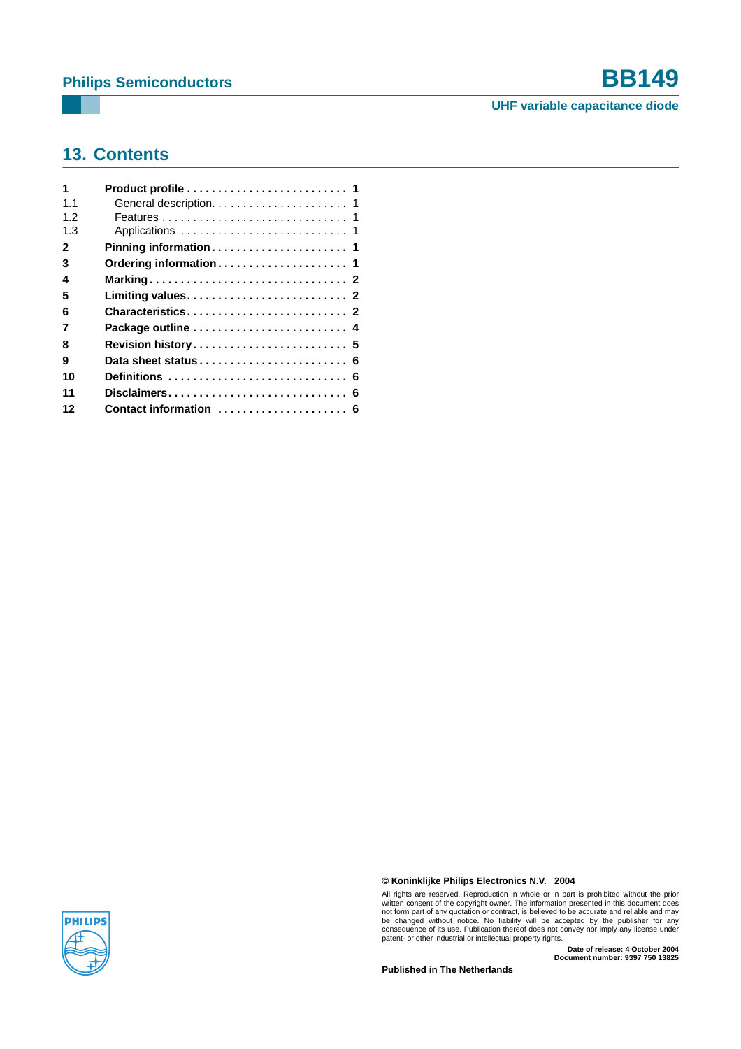## 13. Contents

| | | |
|---|---|---|
| **1** | **Product profile** | **1** |
| 1.1 | General description | 1 |
| 1.2 | Features | 1 |
| 1.3 | Applications | 1 |
| **2** | **Pinning information** | **1** |
| **3** | **Ordering information** | **1** |
| **4** | **Marking** | **2** |
| **5** | **Limiting values** | **2** |
| **6** | **Characteristics** | **2** |
| **7** | **Package outline** | **4** |
| **8** | **Revision history** | **5** |
| **9** | **Data sheet status** | **6** |
| **10** | **Definitions** | **6** |
| **11** | **Disclaimers** | **6** |
| **12** | **Contact information** | **6** |

**© Koninklijke Philips Electronics N.V. 2004**

All rights are reserved. Reproduction in whole or in part is prohibited without the prior written consent of the copyright owner. The information presented in this document does not form part of any quotation or contract, is believed to be accurate and reliable and may be changed without notice. No liability will be accepted by the publisher for any consequence of its use. Publication thereof does not convey nor imply any license under patent- or other industrial or intellectual property rights.

**Date of release: 4 October 2004**
**Document number: 9397 750 13825**

**Published in The Netherlands**